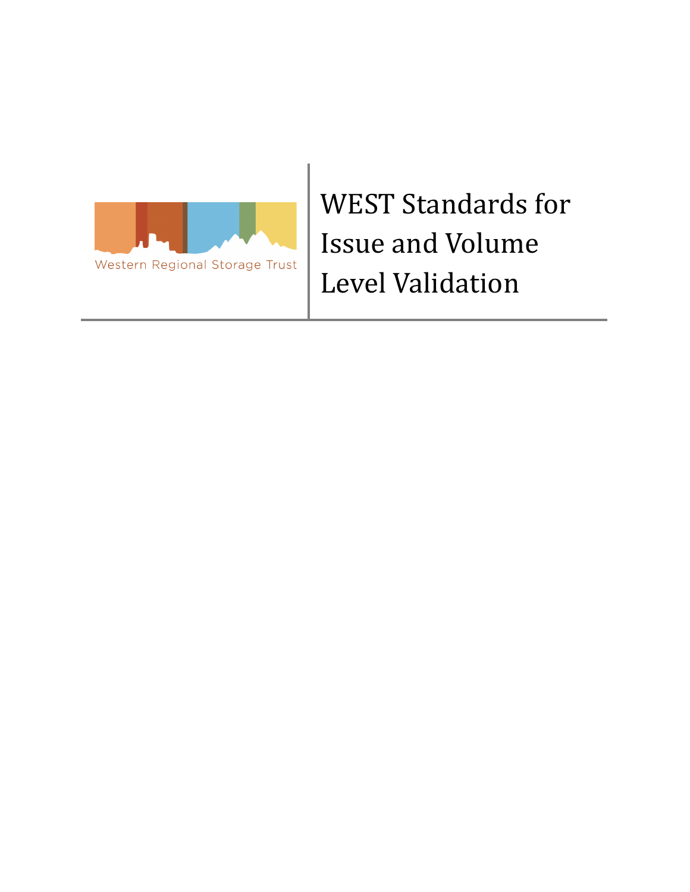Western Regional Storage Trust

# WEST Standards for Issue and Volume Level Validation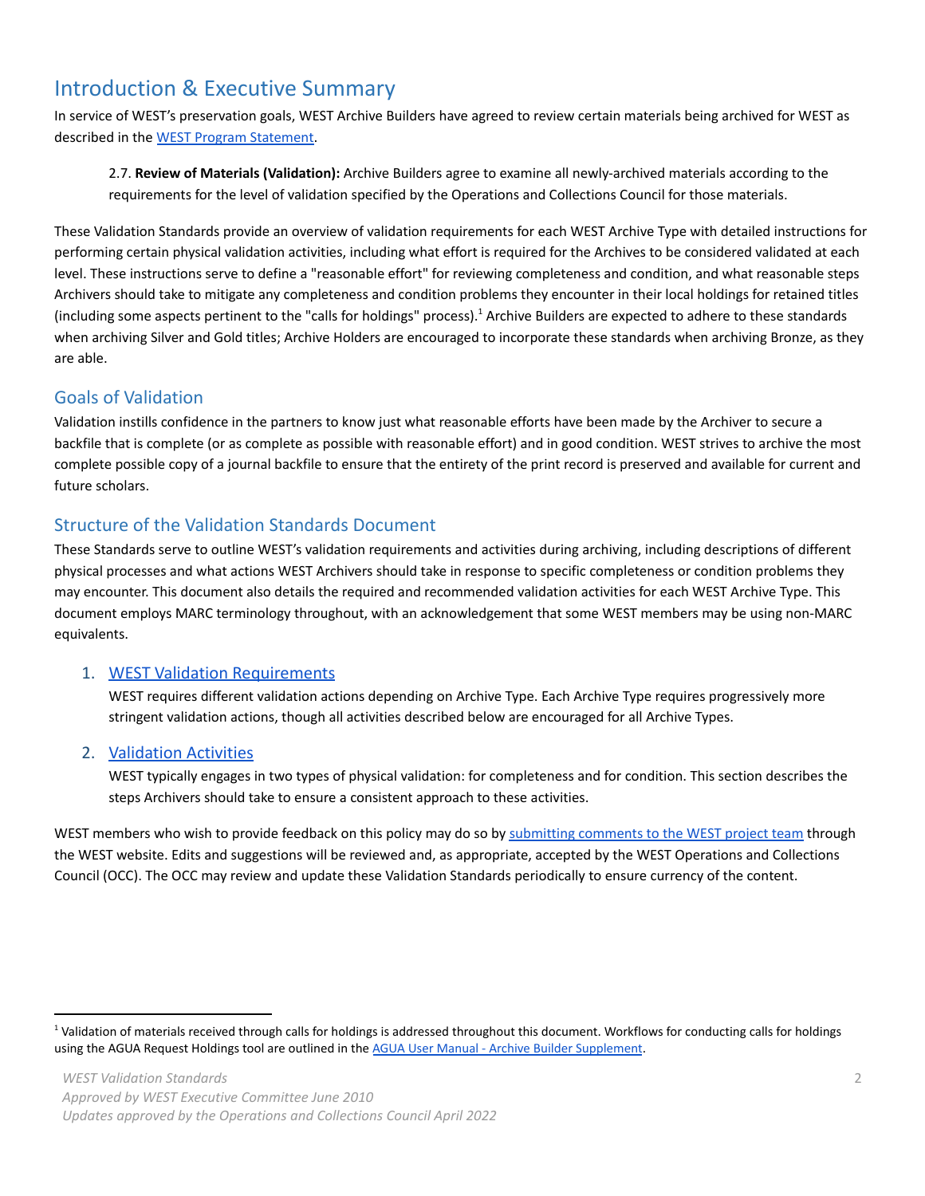# Introduction & Executive Summary

In service of WEST's preservation goals, WEST Archive Builders have agreed to review certain materials being archived for WEST as described in the [WEST Program Statement](#).

> 2.7. **Review of Materials (Validation):** Archive Builders agree to examine all newly-archived materials according to the requirements for the level of validation specified by the Operations and Collections Council for those materials.

These Validation Standards provide an overview of validation requirements for each WEST Archive Type with detailed instructions for performing certain physical validation activities, including what effort is required for the Archives to be considered validated at each level. These instructions serve to define a "reasonable effort" for reviewing completeness and condition, and what reasonable steps Archivers should take to mitigate any completeness and condition problems they encounter in their local holdings for retained titles (including some aspects pertinent to the "calls for holdings" process).[1] Archive Builders are expected to adhere to these standards when archiving Silver and Gold titles; Archive Holders are encouraged to incorporate these standards when archiving Bronze, as they are able.

## Goals of Validation

Validation instills confidence in the partners to know just what reasonable efforts have been made by the Archiver to secure a backfile that is complete (or as complete as possible with reasonable effort) and in good condition. WEST strives to archive the most complete possible copy of a journal backfile to ensure that the entirety of the print record is preserved and available for current and future scholars.

## Structure of the Validation Standards Document

These Standards serve to outline WEST's validation requirements and activities during archiving, including descriptions of different physical processes and what actions WEST Archivers should take in response to specific completeness or condition problems they may encounter. This document also details the required and recommended validation activities for each WEST Archive Type. This document employs MARC terminology throughout, with an acknowledgement that some WEST members may be using non-MARC equivalents.

1. [WEST Validation Requirements](#)
   WEST requires different validation actions depending on Archive Type. Each Archive Type requires progressively more stringent validation actions, though all activities described below are encouraged for all Archive Types.

2. [Validation Activities](#)
   WEST typically engages in two types of physical validation: for completeness and for condition. This section describes the steps Archivers should take to ensure a consistent approach to these activities.

WEST members who wish to provide feedback on this policy may do so by [submitting comments to the WEST project team](#) through the WEST website. Edits and suggestions will be reviewed and, as appropriate, accepted by the WEST Operations and Collections Council (OCC). The OCC may review and update these Validation Standards periodically to ensure currency of the content.

---

[1] Validation of materials received through calls for holdings is addressed throughout this document. Workflows for conducting calls for holdings using the AGUA Request Holdings tool are outlined in the [AGUA User Manual - Archive Builder Supplement](#).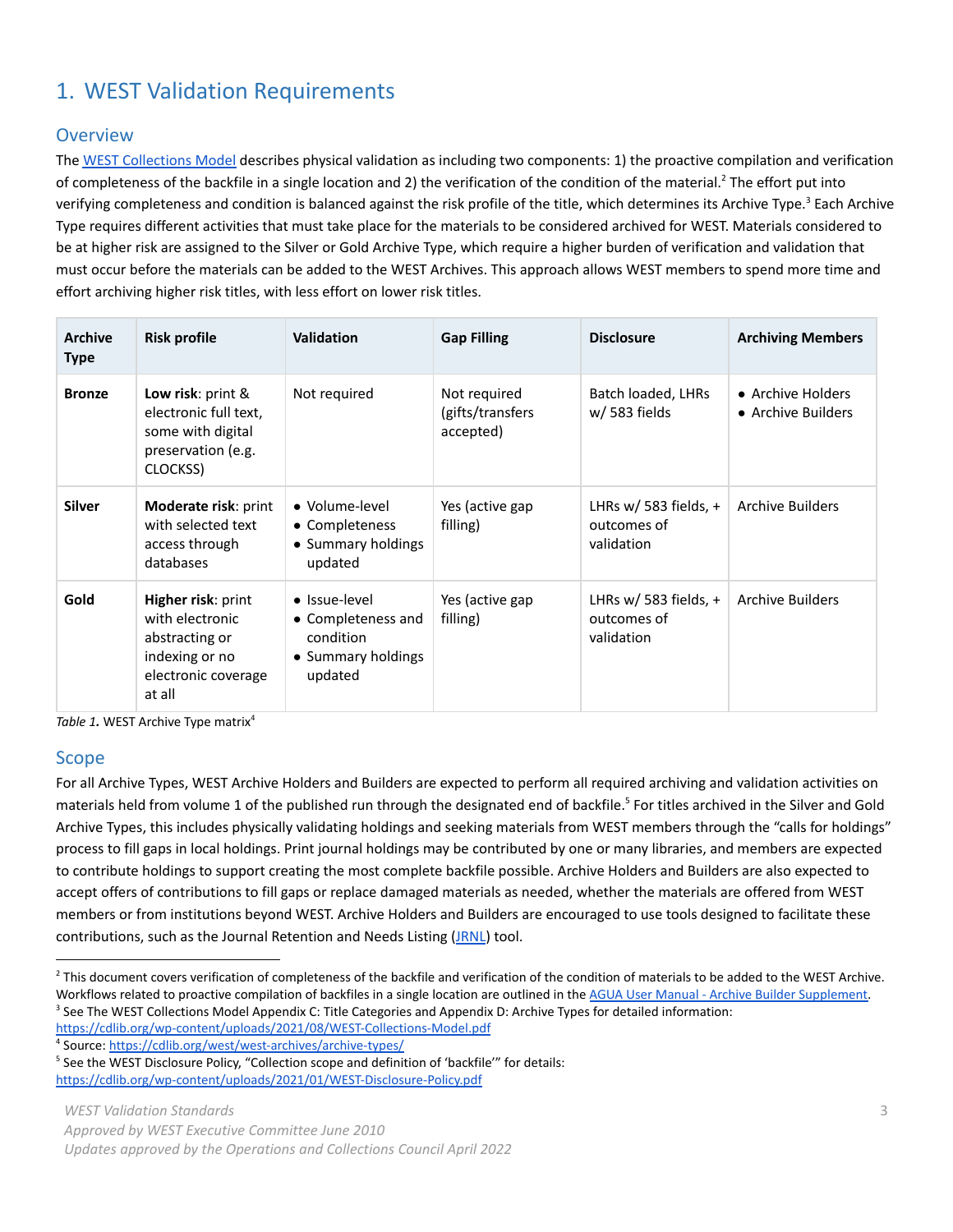# 1. WEST Validation Requirements

## Overview

The WEST Collections Model describes physical validation as including two components: 1) the proactive compilation and verification of completeness of the backfile in a single location and 2) the verification of the condition of the material.[2] The effort put into verifying completeness and condition is balanced against the risk profile of the title, which determines its Archive Type.[3] Each Archive Type requires different activities that must take place for the materials to be considered archived for WEST. Materials considered to be at higher risk are assigned to the Silver or Gold Archive Type, which require a higher burden of verification and validation that must occur before the materials can be added to the WEST Archives. This approach allows WEST members to spend more time and effort archiving higher risk titles, with less effort on lower risk titles.

| Archive Type | Risk profile | Validation | Gap Filling | Disclosure | Archiving Members |
|---|---|---|---|---|---|
| **Bronze** | **Low risk**: print & electronic full text, some with digital preservation (e.g. CLOCKSS) | Not required | Not required (gifts/transfers accepted) | Batch loaded, LHRs w/ 583 fields | • Archive Holders<br>• Archive Builders |
| **Silver** | **Moderate risk**: print with selected text access through databases | • Volume-level<br>• Completeness<br>• Summary holdings updated | Yes (active gap filling) | LHRs w/ 583 fields, + outcomes of validation | Archive Builders |
| **Gold** | **Higher risk**: print with electronic abstracting or indexing or no electronic coverage at all | • Issue-level<br>• Completeness and condition<br>• Summary holdings updated | Yes (active gap filling) | LHRs w/ 583 fields, + outcomes of validation | Archive Builders |

*Table 1.* WEST Archive Type matrix[4]

## Scope

For all Archive Types, WEST Archive Holders and Builders are expected to perform all required archiving and validation activities on materials held from volume 1 of the published run through the designated end of backfile.[5] For titles archived in the Silver and Gold Archive Types, this includes physically validating holdings and seeking materials from WEST members through the "calls for holdings" process to fill gaps in local holdings. Print journal holdings may be contributed by one or many libraries, and members are expected to contribute holdings to support creating the most complete backfile possible. Archive Holders and Builders are also expected to accept offers of contributions to fill gaps or replace damaged materials as needed, whether the materials are offered from WEST members or from institutions beyond WEST. Archive Holders and Builders are encouraged to use tools designed to facilitate these contributions, such as the Journal Retention and Needs Listing (JRNL) tool.

---

[2] This document covers verification of completeness of the backfile and verification of the condition of materials to be added to the WEST Archive. Workflows related to proactive compilation of backfiles in a single location are outlined in the AGUA User Manual - Archive Builder Supplement.

[3] See The WEST Collections Model Appendix C: Title Categories and Appendix D: Archive Types for detailed information: https://cdlib.org/wp-content/uploads/2021/08/WEST-Collections-Model.pdf

[4] Source: https://cdlib.org/west/west-archives/archive-types/

[5] See the WEST Disclosure Policy, "Collection scope and definition of 'backfile'" for details: https://cdlib.org/wp-content/uploads/2021/01/WEST-Disclosure-Policy.pdf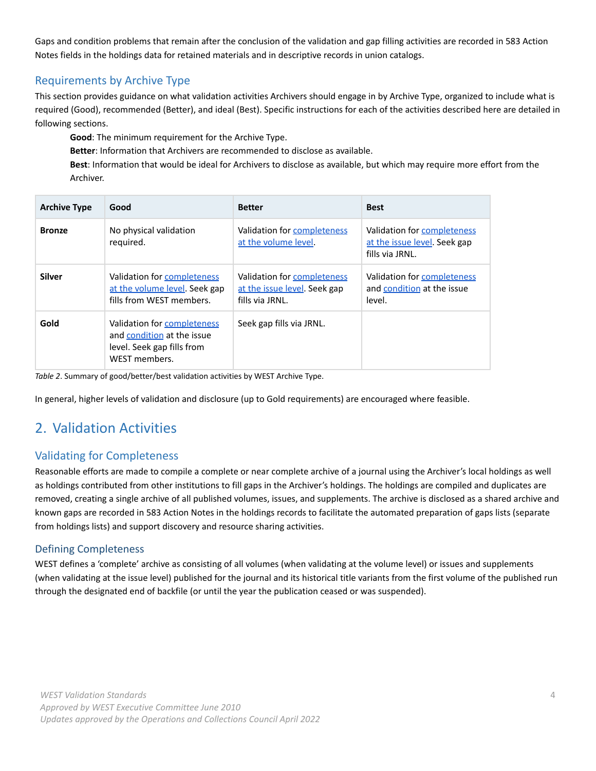Gaps and condition problems that remain after the conclusion of the validation and gap filling activities are recorded in 583 Action Notes fields in the holdings data for retained materials and in descriptive records in union catalogs.

### Requirements by Archive Type

This section provides guidance on what validation activities Archivers should engage in by Archive Type, organized to include what is required (Good), recommended (Better), and ideal (Best). Specific instructions for each of the activities described here are detailed in following sections.

> **Good**: The minimum requirement for the Archive Type.
>
> **Better**: Information that Archivers are recommended to disclose as available.
>
> **Best**: Information that would be ideal for Archivers to disclose as available, but which may require more effort from the Archiver.

| Archive Type | Good | Better | Best |
|---|---|---|---|
| **Bronze** | No physical validation required. | Validation for completeness at the volume level. | Validation for completeness at the issue level. Seek gap fills via JRNL. |
| **Silver** | Validation for completeness at the volume level. Seek gap fills from WEST members. | Validation for completeness at the issue level. Seek gap fills via JRNL. | Validation for completeness and condition at the issue level. |
| **Gold** | Validation for completeness and condition at the issue level. Seek gap fills from WEST members. | Seek gap fills via JRNL. | |

*Table 2*. Summary of good/better/best validation activities by WEST Archive Type.

In general, higher levels of validation and disclosure (up to Gold requirements) are encouraged where feasible.

## 2. Validation Activities

### Validating for Completeness

Reasonable efforts are made to compile a complete or near complete archive of a journal using the Archiver's local holdings as well as holdings contributed from other institutions to fill gaps in the Archiver's holdings. The holdings are compiled and duplicates are removed, creating a single archive of all published volumes, issues, and supplements. The archive is disclosed as a shared archive and known gaps are recorded in 583 Action Notes in the holdings records to facilitate the automated preparation of gaps lists (separate from holdings lists) and support discovery and resource sharing activities.

### Defining Completeness

WEST defines a 'complete' archive as consisting of all volumes (when validating at the volume level) or issues and supplements (when validating at the issue level) published for the journal and its historical title variants from the first volume of the published run through the designated end of backfile (or until the year the publication ceased or was suspended).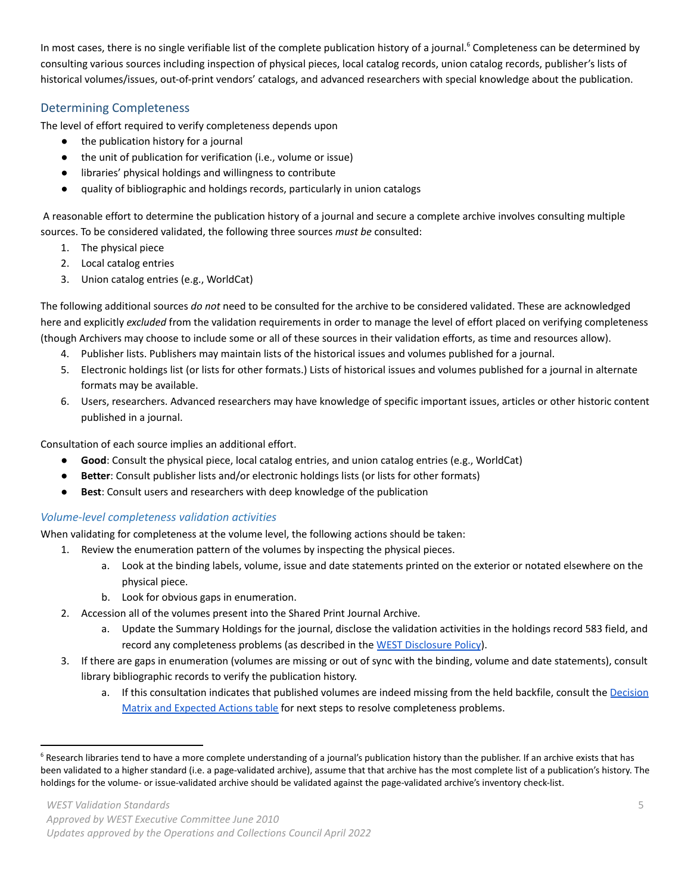In most cases, there is no single verifiable list of the complete publication history of a journal.[6] Completeness can be determined by consulting various sources including inspection of physical pieces, local catalog records, union catalog records, publisher's lists of historical volumes/issues, out-of-print vendors' catalogs, and advanced researchers with special knowledge about the publication.

## Determining Completeness

The level of effort required to verify completeness depends upon

- the publication history for a journal
- the unit of publication for verification (i.e., volume or issue)
- libraries' physical holdings and willingness to contribute
- quality of bibliographic and holdings records, particularly in union catalogs

A reasonable effort to determine the publication history of a journal and secure a complete archive involves consulting multiple sources. To be considered validated, the following three sources *must be* consulted:

1. The physical piece
2. Local catalog entries
3. Union catalog entries (e.g., WorldCat)

The following additional sources *do not* need to be consulted for the archive to be considered validated. These are acknowledged here and explicitly *excluded* from the validation requirements in order to manage the level of effort placed on verifying completeness (though Archivers may choose to include some or all of these sources in their validation efforts, as time and resources allow).

4. Publisher lists. Publishers may maintain lists of the historical issues and volumes published for a journal.
5. Electronic holdings list (or lists for other formats.) Lists of historical issues and volumes published for a journal in alternate formats may be available.
6. Users, researchers. Advanced researchers may have knowledge of specific important issues, articles or other historic content published in a journal.

Consultation of each source implies an additional effort.

- **Good**: Consult the physical piece, local catalog entries, and union catalog entries (e.g., WorldCat)
- **Better**: Consult publisher lists and/or electronic holdings lists (or lists for other formats)
- **Best**: Consult users and researchers with deep knowledge of the publication

### *Volume-level completeness validation activities*

When validating for completeness at the volume level, the following actions should be taken:

1. Review the enumeration pattern of the volumes by inspecting the physical pieces.
   a. Look at the binding labels, volume, issue and date statements printed on the exterior or notated elsewhere on the physical piece.
   b. Look for obvious gaps in enumeration.
2. Accession all of the volumes present into the Shared Print Journal Archive.
   a. Update the Summary Holdings for the journal, disclose the validation activities in the holdings record 583 field, and record any completeness problems (as described in the WEST Disclosure Policy).
3. If there are gaps in enumeration (volumes are missing or out of sync with the binding, volume and date statements), consult library bibliographic records to verify the publication history.
   a. If this consultation indicates that published volumes are indeed missing from the held backfile, consult the Decision Matrix and Expected Actions table for next steps to resolve completeness problems.

[6] Research libraries tend to have a more complete understanding of a journal's publication history than the publisher. If an archive exists that has been validated to a higher standard (i.e. a page-validated archive), assume that that archive has the most complete list of a publication's history. The holdings for the volume- or issue-validated archive should be validated against the page-validated archive's inventory check-list.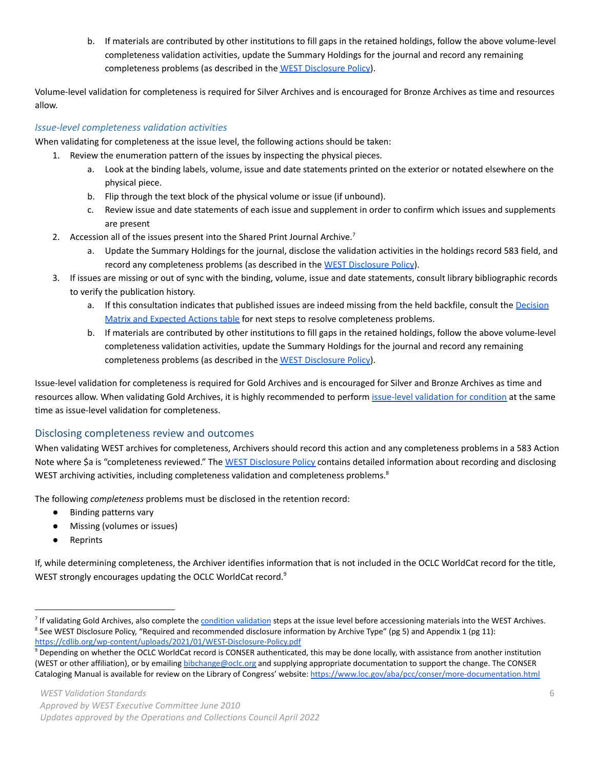b. If materials are contributed by other institutions to fill gaps in the retained holdings, follow the above volume-level completeness validation activities, update the Summary Holdings for the journal and record any remaining completeness problems (as described in the WEST Disclosure Policy).

Volume-level validation for completeness is required for Silver Archives and is encouraged for Bronze Archives as time and resources allow.

### *Issue-level completeness validation activities*

When validating for completeness at the issue level, the following actions should be taken:

1. Review the enumeration pattern of the issues by inspecting the physical pieces.
    a. Look at the binding labels, volume, issue and date statements printed on the exterior or notated elsewhere on the physical piece.
    b. Flip through the text block of the physical volume or issue (if unbound).
    c. Review issue and date statements of each issue and supplement in order to confirm which issues and supplements are present
2. Accession all of the issues present into the Shared Print Journal Archive.[7]
    a. Update the Summary Holdings for the journal, disclose the validation activities in the holdings record 583 field, and record any completeness problems (as described in the WEST Disclosure Policy).
3. If issues are missing or out of sync with the binding, volume, issue and date statements, consult library bibliographic records to verify the publication history.
    a. If this consultation indicates that published issues are indeed missing from the held backfile, consult the Decision Matrix and Expected Actions table for next steps to resolve completeness problems.
    b. If materials are contributed by other institutions to fill gaps in the retained holdings, follow the above volume-level completeness validation activities, update the Summary Holdings for the journal and record any remaining completeness problems (as described in the WEST Disclosure Policy).

Issue-level validation for completeness is required for Gold Archives and is encouraged for Silver and Bronze Archives as time and resources allow. When validating Gold Archives, it is highly recommended to perform issue-level validation for condition at the same time as issue-level validation for completeness.

## Disclosing completeness review and outcomes

When validating WEST archives for completeness, Archivers should record this action and any completeness problems in a 583 Action Note where $a is "completeness reviewed." The WEST Disclosure Policy contains detailed information about recording and disclosing WEST archiving activities, including completeness validation and completeness problems.[8]

The following *completeness* problems must be disclosed in the retention record:

- Binding patterns vary
- Missing (volumes or issues)
- Reprints

If, while determining completeness, the Archiver identifies information that is not included in the OCLC WorldCat record for the title, WEST strongly encourages updating the OCLC WorldCat record.[9]

---

[7] If validating Gold Archives, also complete the condition validation steps at the issue level before accessioning materials into the WEST Archives.

[8] See WEST Disclosure Policy, "Required and recommended disclosure information by Archive Type" (pg 5) and Appendix 1 (pg 11): https://cdlib.org/wp-content/uploads/2021/01/WEST-Disclosure-Policy.pdf

[9] Depending on whether the OCLC WorldCat record is CONSER authenticated, this may be done locally, with assistance from another institution (WEST or other affiliation), or by emailing bibchange@oclc.org and supplying appropriate documentation to support the change. The CONSER Cataloging Manual is available for review on the Library of Congress' website: https://www.loc.gov/aba/pcc/conser/more-documentation.html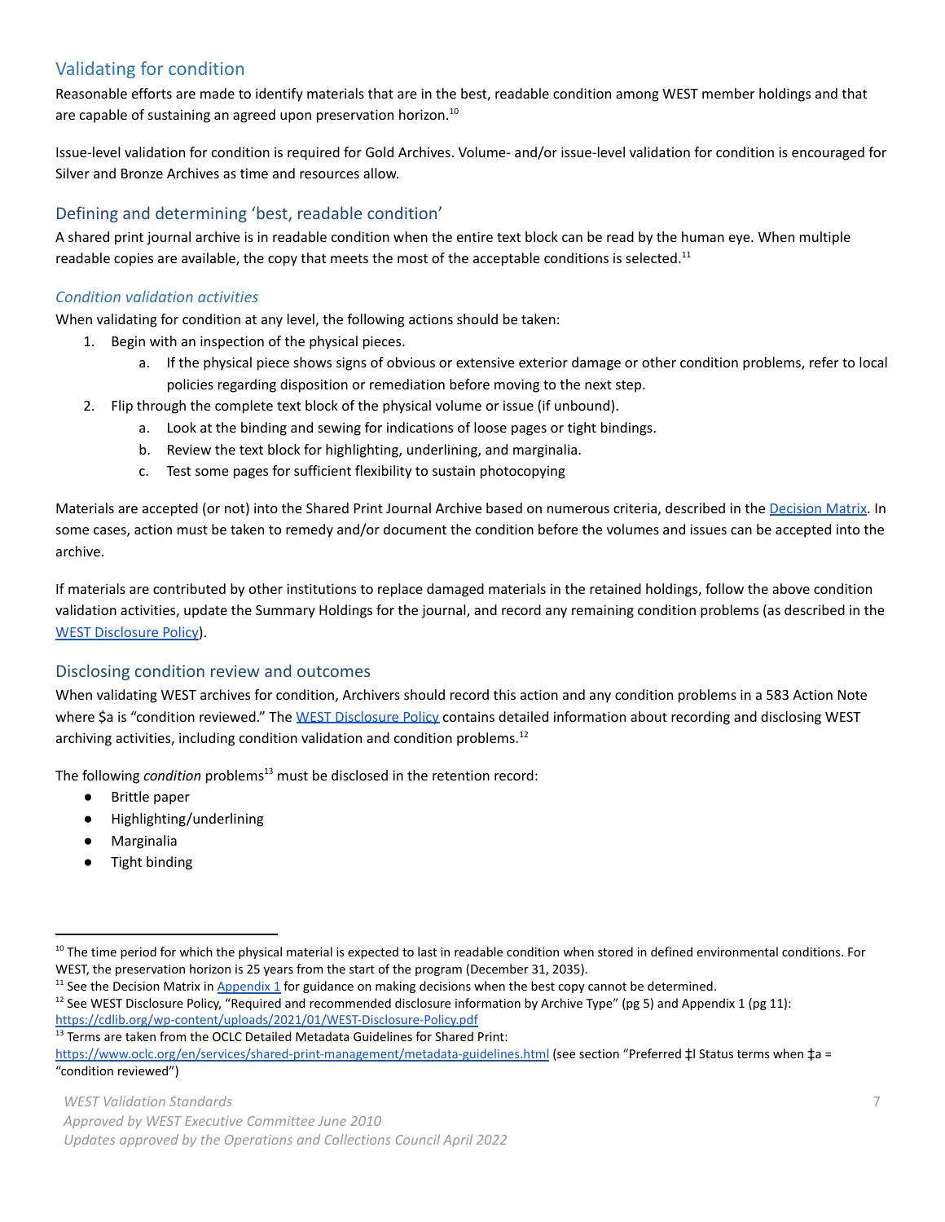## Validating for condition

Reasonable efforts are made to identify materials that are in the best, readable condition among WEST member holdings and that are capable of sustaining an agreed upon preservation horizon.[10]

Issue-level validation for condition is required for Gold Archives. Volume- and/or issue-level validation for condition is encouraged for Silver and Bronze Archives as time and resources allow.

### Defining and determining 'best, readable condition'

A shared print journal archive is in readable condition when the entire text block can be read by the human eye. When multiple readable copies are available, the copy that meets the most of the acceptable conditions is selected.[11]

#### *Condition validation activities*

When validating for condition at any level, the following actions should be taken:

1. Begin with an inspection of the physical pieces.
    a. If the physical piece shows signs of obvious or extensive exterior damage or other condition problems, refer to local policies regarding disposition or remediation before moving to the next step.
2. Flip through the complete text block of the physical volume or issue (if unbound).
    a. Look at the binding and sewing for indications of loose pages or tight bindings.
    b. Review the text block for highlighting, underlining, and marginalia.
    c. Test some pages for sufficient flexibility to sustain photocopying

Materials are accepted (or not) into the Shared Print Journal Archive based on numerous criteria, described in the Decision Matrix. In some cases, action must be taken to remedy and/or document the condition before the volumes and issues can be accepted into the archive.

If materials are contributed by other institutions to replace damaged materials in the retained holdings, follow the above condition validation activities, update the Summary Holdings for the journal, and record any remaining condition problems (as described in the WEST Disclosure Policy).

### Disclosing condition review and outcomes

When validating WEST archives for condition, Archivers should record this action and any condition problems in a 583 Action Note where $a is "condition reviewed." The WEST Disclosure Policy contains detailed information about recording and disclosing WEST archiving activities, including condition validation and condition problems.[12]

The following *condition* problems[13] must be disclosed in the retention record:

- Brittle paper
- Highlighting/underlining
- Marginalia
- Tight binding

---

[10] The time period for which the physical material is expected to last in readable condition when stored in defined environmental conditions. For WEST, the preservation horizon is 25 years from the start of the program (December 31, 2035).

[11] See the Decision Matrix in Appendix 1 for guidance on making decisions when the best copy cannot be determined.

[12] See WEST Disclosure Policy, "Required and recommended disclosure information by Archive Type" (pg 5) and Appendix 1 (pg 11): https://cdlib.org/wp-content/uploads/2021/01/WEST-Disclosure-Policy.pdf

[13] Terms are taken from the OCLC Detailed Metadata Guidelines for Shared Print: https://www.oclc.org/en/services/shared-print-management/metadata-guidelines.html (see section "Preferred ‡l Status terms when ‡a = "condition reviewed")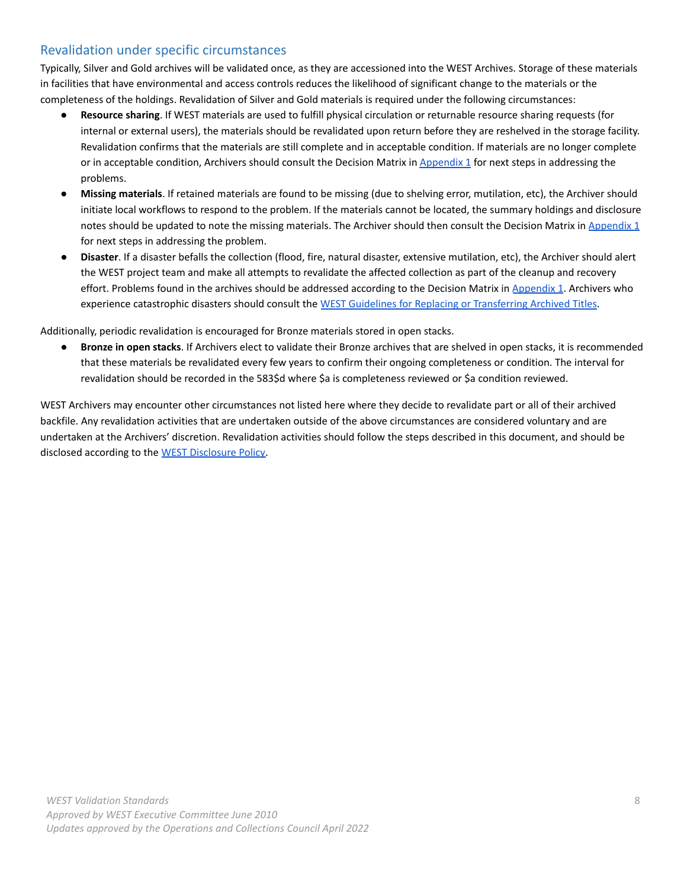## Revalidation under specific circumstances

Typically, Silver and Gold archives will be validated once, as they are accessioned into the WEST Archives. Storage of these materials in facilities that have environmental and access controls reduces the likelihood of significant change to the materials or the completeness of the holdings. Revalidation of Silver and Gold materials is required under the following circumstances:

- **Resource sharing**. If WEST materials are used to fulfill physical circulation or returnable resource sharing requests (for internal or external users), the materials should be revalidated upon return before they are reshelved in the storage facility. Revalidation confirms that the materials are still complete and in acceptable condition. If materials are no longer complete or in acceptable condition, Archivers should consult the Decision Matrix in Appendix 1 for next steps in addressing the problems.
- **Missing materials**. If retained materials are found to be missing (due to shelving error, mutilation, etc), the Archiver should initiate local workflows to respond to the problem. If the materials cannot be located, the summary holdings and disclosure notes should be updated to note the missing materials. The Archiver should then consult the Decision Matrix in Appendix 1 for next steps in addressing the problem.
- **Disaster**. If a disaster befalls the collection (flood, fire, natural disaster, extensive mutilation, etc), the Archiver should alert the WEST project team and make all attempts to revalidate the affected collection as part of the cleanup and recovery effort. Problems found in the archives should be addressed according to the Decision Matrix in Appendix 1. Archivers who experience catastrophic disasters should consult the WEST Guidelines for Replacing or Transferring Archived Titles.

Additionally, periodic revalidation is encouraged for Bronze materials stored in open stacks.

- **Bronze in open stacks**. If Archivers elect to validate their Bronze archives that are shelved in open stacks, it is recommended that these materials be revalidated every few years to confirm their ongoing completeness or condition. The interval for revalidation should be recorded in the 583$d where $a is completeness reviewed or $a condition reviewed.

WEST Archivers may encounter other circumstances not listed here where they decide to revalidate part or all of their archived backfile. Any revalidation activities that are undertaken outside of the above circumstances are considered voluntary and are undertaken at the Archivers' discretion. Revalidation activities should follow the steps described in this document, and should be disclosed according to the WEST Disclosure Policy.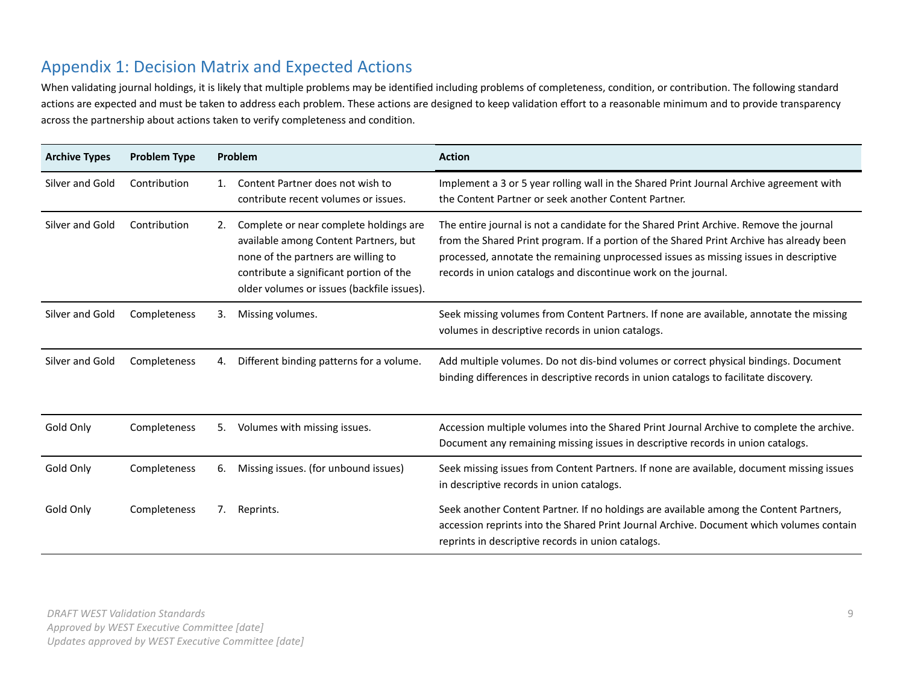## Appendix 1: Decision Matrix and Expected Actions

When validating journal holdings, it is likely that multiple problems may be identified including problems of completeness, condition, or contribution. The following standard actions are expected and must be taken to address each problem. These actions are designed to keep validation effort to a reasonable minimum and to provide transparency across the partnership about actions taken to verify completeness and condition.

| Archive Types | Problem Type | Problem | Action |
|---|---|---|---|
| Silver and Gold | Contribution | 1. Content Partner does not wish to contribute recent volumes or issues. | Implement a 3 or 5 year rolling wall in the Shared Print Journal Archive agreement with the Content Partner or seek another Content Partner. |
| Silver and Gold | Contribution | 2. Complete or near complete holdings are available among Content Partners, but none of the partners are willing to contribute a significant portion of the older volumes or issues (backfile issues). | The entire journal is not a candidate for the Shared Print Archive. Remove the journal from the Shared Print program. If a portion of the Shared Print Archive has already been processed, annotate the remaining unprocessed issues as missing issues in descriptive records in union catalogs and discontinue work on the journal. |
| Silver and Gold | Completeness | 3. Missing volumes. | Seek missing volumes from Content Partners. If none are available, annotate the missing volumes in descriptive records in union catalogs. |
| Silver and Gold | Completeness | 4. Different binding patterns for a volume. | Add multiple volumes. Do not dis-bind volumes or correct physical bindings. Document binding differences in descriptive records in union catalogs to facilitate discovery. |
| Gold Only | Completeness | 5. Volumes with missing issues. | Accession multiple volumes into the Shared Print Journal Archive to complete the archive. Document any remaining missing issues in descriptive records in union catalogs. |
| Gold Only | Completeness | 6. Missing issues. (for unbound issues) | Seek missing issues from Content Partners. If none are available, document missing issues in descriptive records in union catalogs. |
| Gold Only | Completeness | 7. Reprints. | Seek another Content Partner. If no holdings are available among the Content Partners, accession reprints into the Shared Print Journal Archive. Document which volumes contain reprints in descriptive records in union catalogs. |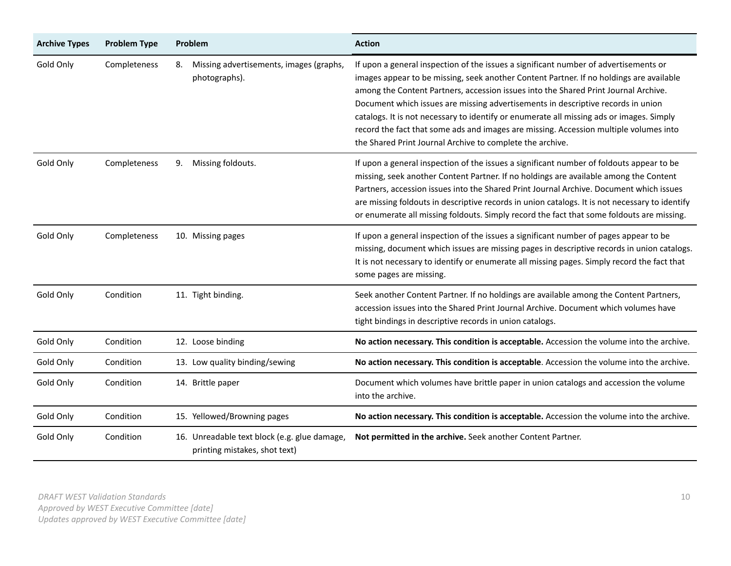| Archive Types | Problem Type | Problem | Action |
|---|---|---|---|
| Gold Only | Completeness | 8. Missing advertisements, images (graphs, photographs). | If upon a general inspection of the issues a significant number of advertisements or images appear to be missing, seek another Content Partner. If no holdings are available among the Content Partners, accession issues into the Shared Print Journal Archive. Document which issues are missing advertisements in descriptive records in union catalogs. It is not necessary to identify or enumerate all missing ads or images. Simply record the fact that some ads and images are missing. Accession multiple volumes into the Shared Print Journal Archive to complete the archive. |
| Gold Only | Completeness | 9. Missing foldouts. | If upon a general inspection of the issues a significant number of foldouts appear to be missing, seek another Content Partner. If no holdings are available among the Content Partners, accession issues into the Shared Print Journal Archive. Document which issues are missing foldouts in descriptive records in union catalogs. It is not necessary to identify or enumerate all missing foldouts. Simply record the fact that some foldouts are missing. |
| Gold Only | Completeness | 10. Missing pages | If upon a general inspection of the issues a significant number of pages appear to be missing, document which issues are missing pages in descriptive records in union catalogs. It is not necessary to identify or enumerate all missing pages. Simply record the fact that some pages are missing. |
| Gold Only | Condition | 11. Tight binding. | Seek another Content Partner. If no holdings are available among the Content Partners, accession issues into the Shared Print Journal Archive. Document which volumes have tight bindings in descriptive records in union catalogs. |
| Gold Only | Condition | 12. Loose binding | **No action necessary. This condition is acceptable.** Accession the volume into the archive. |
| Gold Only | Condition | 13. Low quality binding/sewing | **No action necessary. This condition is acceptable**. Accession the volume into the archive. |
| Gold Only | Condition | 14. Brittle paper | Document which volumes have brittle paper in union catalogs and accession the volume into the archive. |
| Gold Only | Condition | 15. Yellowed/Browning pages | **No action necessary. This condition is acceptable.** Accession the volume into the archive. |
| Gold Only | Condition | 16. Unreadable text block (e.g. glue damage, printing mistakes, shot text) | **Not permitted in the archive.** Seek another Content Partner. |

*DRAFT WEST Validation Standards*
*Approved by WEST Executive Committee [date]*
*Updates approved by WEST Executive Committee [date]*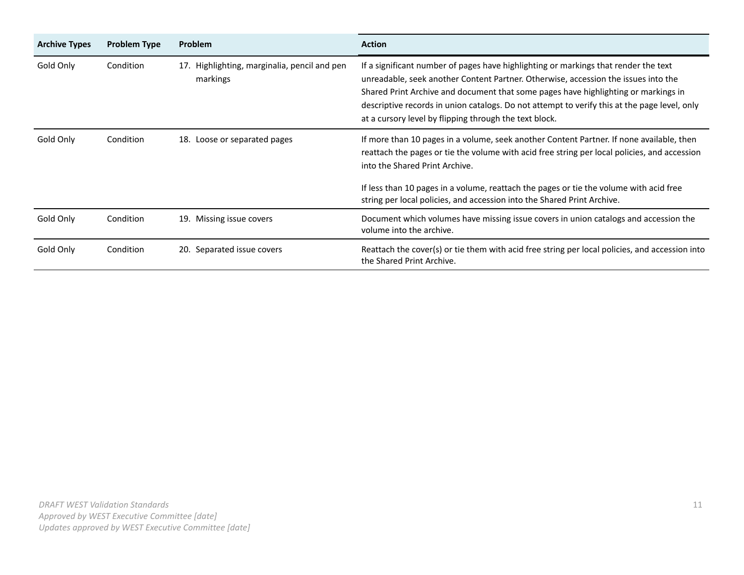| Archive Types | Problem Type | Problem | Action |
| --- | --- | --- | --- |
| Gold Only | Condition | 17. Highlighting, marginalia, pencil and pen markings | If a significant number of pages have highlighting or markings that render the text unreadable, seek another Content Partner. Otherwise, accession the issues into the Shared Print Archive and document that some pages have highlighting or markings in descriptive records in union catalogs. Do not attempt to verify this at the page level, only at a cursory level by flipping through the text block. |
| Gold Only | Condition | 18. Loose or separated pages | If more than 10 pages in a volume, seek another Content Partner. If none available, then reattach the pages or tie the volume with acid free string per local policies, and accession into the Shared Print Archive.<br><br>If less than 10 pages in a volume, reattach the pages or tie the volume with acid free string per local policies, and accession into the Shared Print Archive. |
| Gold Only | Condition | 19. Missing issue covers | Document which volumes have missing issue covers in union catalogs and accession the volume into the archive. |
| Gold Only | Condition | 20. Separated issue covers | Reattach the cover(s) or tie them with acid free string per local policies, and accession into the Shared Print Archive. |

*DRAFT WEST Validation Standards*
*Approved by WEST Executive Committee [date]*
*Updates approved by WEST Executive Committee [date]*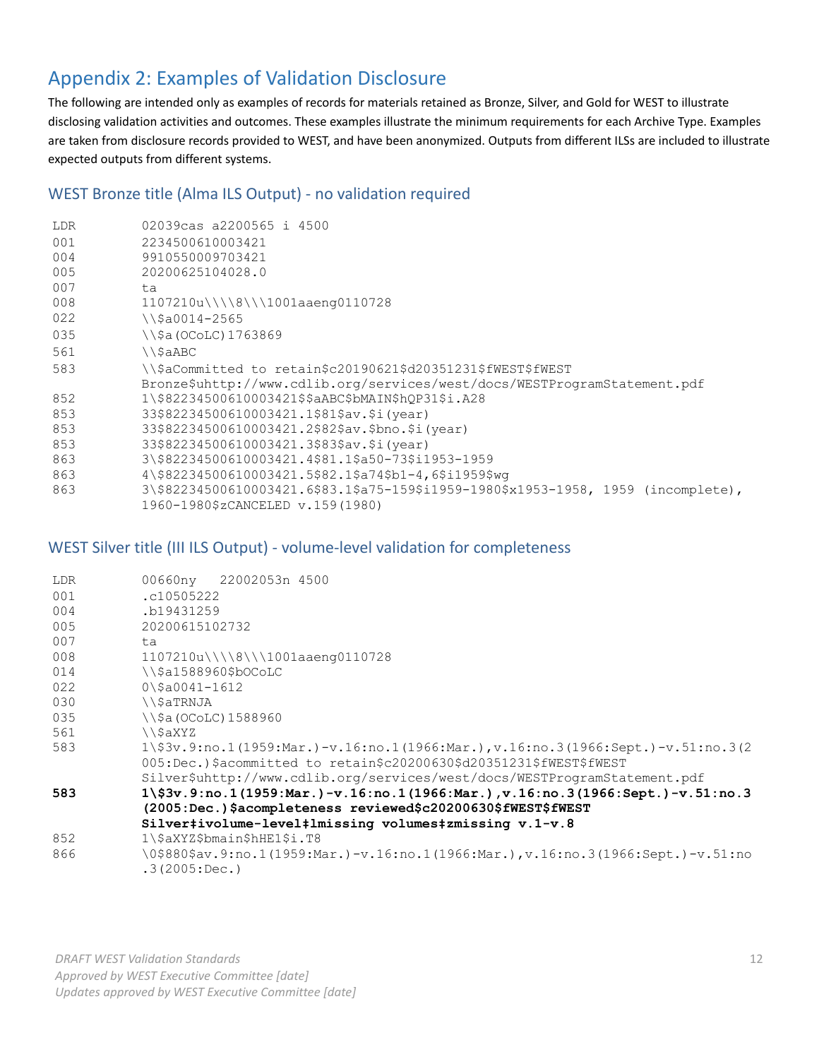## Appendix 2: Examples of Validation Disclosure

The following are intended only as examples of records for materials retained as Bronze, Silver, and Gold for WEST to illustrate disclosing validation activities and outcomes. These examples illustrate the minimum requirements for each Archive Type. Examples are taken from disclosure records provided to WEST, and have been anonymized. Outputs from different ILSs are included to illustrate expected outputs from different systems.

### WEST Bronze title (Alma ILS Output) - no validation required

```
LDR     02039cas a2200565 i 4500
001     2234500610003421
004     9910550009703421
005     20200625104028.0
007     ta
008     1107210u\\\\8\\\1001aaeng0110728
022     \\$a0014-2565
035     \\$a(OCoLC)1763869
561     \\$aABC
583     \\$aCommitted to retain$c20190621$d20351231$fWEST$fWEST
        Bronze$uhttp://www.cdlib.org/services/west/docs/WESTProgramStatement.pdf
852     1\$82234500610003421$$aABC$bMAIN$hQP31$i.A28
853     33$82234500610003421.1$81$av.$i(year)
853     33$82234500610003421.2$82$av.$bno.$i(year)
853     33$82234500610003421.3$83$av.$i(year)
863     3\$82234500610003421.4$81.1$a50-73$i1953-1959
863     4\$82234500610003421.5$82.1$a74$b1-4,6$i1959$wg
863     3\$82234500610003421.6$83.1$a75-159$i1959-1980$x1953-1958, 1959 (incomplete),
        1960-1980$zCANCELED v.159(1980)
```

### WEST Silver title (III ILS Output) - volume-level validation for completeness

```
LDR     00660ny   22002053n 4500
001     .c10505222
004     .b19431259
005     20200615102732
007     ta
008     1107210u\\\\8\\\1001aaeng0110728
014     \\$a1588960$bOCoLC
022     0\$a0041-1612
030     \\$aTRNJA
035     \\$a(OCoLC)1588960
561     \\$aXYZ
583     1\$3v.9:no.1(1959:Mar.)-v.16:no.1(1966:Mar.),v.16:no.3(1966:Sept.)-v.51:no.3(2
        005:Dec.)$acommitted to retain$c20200630$d20351231$fWEST$fWEST
        Silver$uhttp://www.cdlib.org/services/west/docs/WESTProgramStatement.pdf
583     1\$3v.9:no.1(1959:Mar.)-v.16:no.1(1966:Mar.),v.16:no.3(1966:Sept.)-v.51:no.3
        (2005:Dec.)$acompleteness reviewed$c20200630$fWEST$fWEST
        Silver‡ivolume-level‡lmissing volumes‡zmissing v.1-v.8
852     1\$aXYZ$bmain$hHE1$i.T8
866     \0$880$av.9:no.1(1959:Mar.)-v.16:no.1(1966:Mar.),v.16:no.3(1966:Sept.)-v.51:no
        .3(2005:Dec.)
```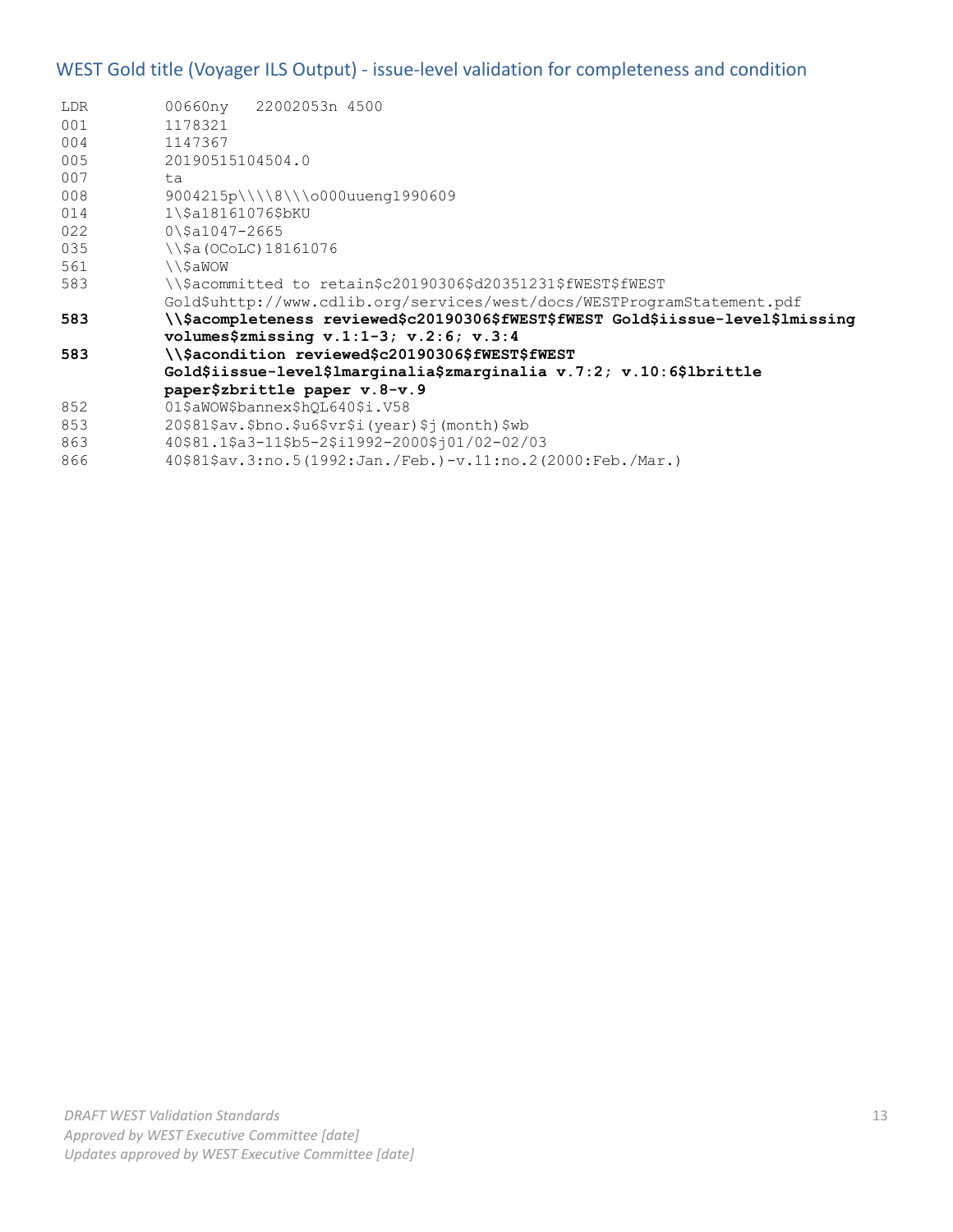## WEST Gold title (Voyager ILS Output) - issue-level validation for completeness and condition

```
LDR     00660ny   22002053n 4500
001     1178321
004     1147367
005     20190515104504.0
007     ta
008     9004215p\\\\8\\\o000uueng1990609
014     1\$a18161076$bKU
022     0\$a1047-2665
035     \\$a(OCoLC)18161076
561     \\$aWOW
583     \\$acommitted to retain$c20190306$d20351231$fWEST$fWEST
        Gold$uhttp://www.cdlib.org/services/west/docs/WESTProgramStatement.pdf
583     \\$acompleteness reviewed$c20190306$fWEST$fWEST Gold$iissue-level$lmissing
        volumes$zmissing v.1:1-3; v.2:6; v.3:4
583     \\$acondition reviewed$c20190306$fWEST$fWEST
        Gold$iissue-level$lmarginalia$zmarginalia v.7:2; v.10:6$lbrittle
        paper$zbrittle paper v.8-v.9
852     01$aWOW$bannex$hQL640$i.V58
853     20$81$av.$bno.$u6$vr$i(year)$j(month)$wb
863     40$81.1$a3-11$b5-2$i1992-2000$j01/02-02/03
866     40$81$av.3:no.5(1992:Jan./Feb.)-v.11:no.2(2000:Feb./Mar.)
```

*DRAFT WEST Validation Standards*
*Approved by WEST Executive Committee [date]*
*Updates approved by WEST Executive Committee [date]*